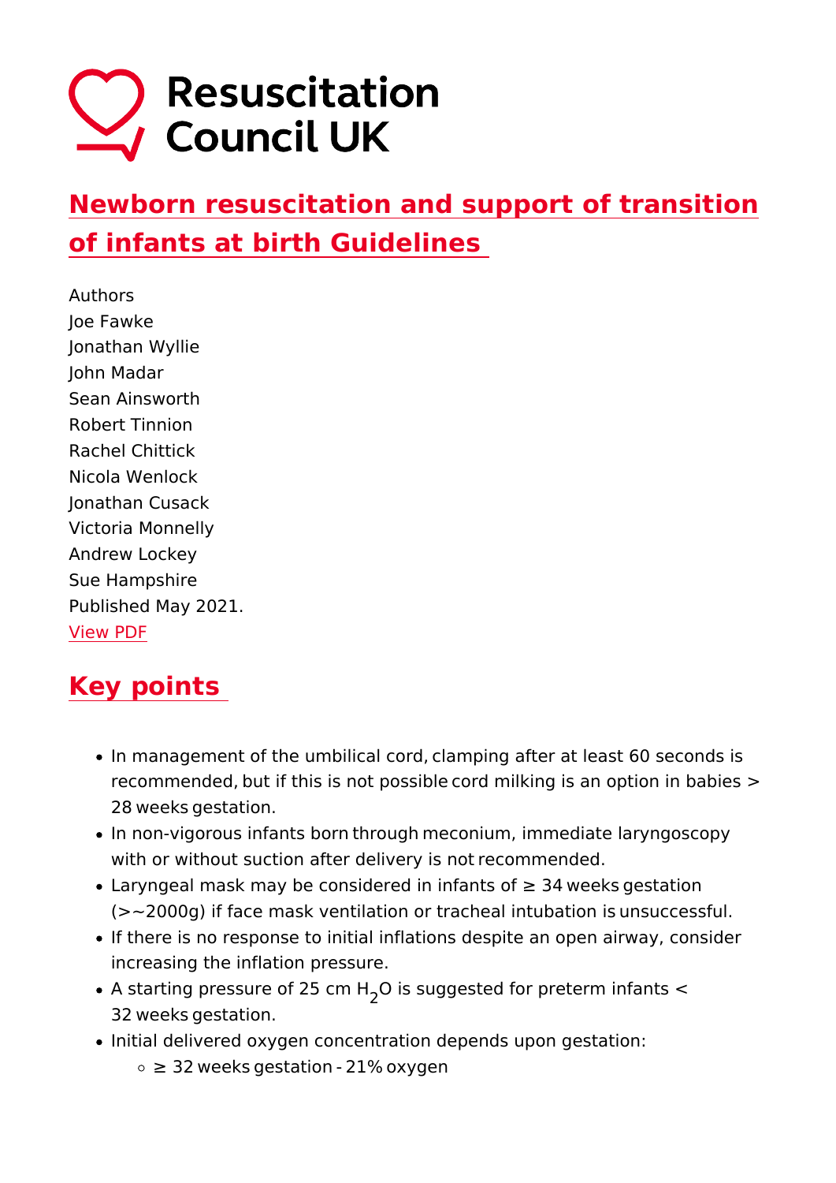Resuscitation Council UK

# Newborn resuscitation and support of transition of infants at birth Guidelines

Authors
Joe Fawke
Jonathan Wyllie
John Madar
Sean Ainsworth
Robert Tinnion
Rachel Chittick
Nicola Wenlock
Jonathan Cusack
Victoria Monnelly
Andrew Lockey
Sue Hampshire
Published May 2021.
View PDF

## Key points

- In management of the umbilical cord, clamping after at least 60 seconds is recommended, but if this is not possible cord milking is an option in babies > 28 weeks gestation.
- In non-vigorous infants born through meconium, immediate laryngoscopy with or without suction after delivery is not recommended.
- Laryngeal mask may be considered in infants of ≥ 34 weeks gestation (>~2000g) if face mask ventilation or tracheal intubation is unsuccessful.
- If there is no response to initial inflations despite an open airway, consider increasing the inflation pressure.
- A starting pressure of 25 cm $H_2O$ is suggested for preterm infants < 32 weeks gestation.
- Initial delivered oxygen concentration depends upon gestation:
  - ≥ 32 weeks gestation - 21% oxygen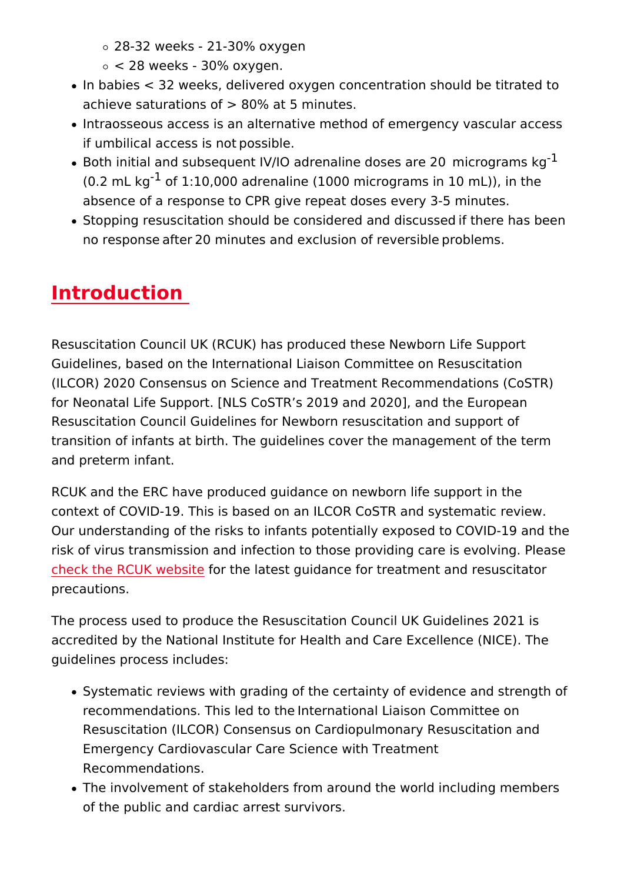- 28-32 weeks - 21-30% oxygen
    - < 28 weeks - 30% oxygen.
- In babies < 32 weeks, delivered oxygen concentration should be titrated to achieve saturations of > 80% at 5 minutes.
- Intraosseous access is an alternative method of emergency vascular access if umbilical access is not possible.
- Both initial and subsequent IV/IO adrenaline doses are 20 micrograms $kg^{-1}$ (0.2 mL $kg^{-1}$ of 1:10,000 adrenaline (1000 micrograms in 10 mL)), in the absence of a response to CPR give repeat doses every 3-5 minutes.
- Stopping resuscitation should be considered and discussed if there has been no response after 20 minutes and exclusion of reversible problems.

## Introduction

Resuscitation Council UK (RCUK) has produced these Newborn Life Support Guidelines, based on the International Liaison Committee on Resuscitation (ILCOR) 2020 Consensus on Science and Treatment Recommendations (CoSTR) for Neonatal Life Support. [NLS CoSTR's 2019 and 2020], and the European Resuscitation Council Guidelines for Newborn resuscitation and support of transition of infants at birth. The guidelines cover the management of the term and preterm infant.

RCUK and the ERC have produced guidance on newborn life support in the context of COVID-19. This is based on an ILCOR CoSTR and systematic review. Our understanding of the risks to infants potentially exposed to COVID-19 and the risk of virus transmission and infection to those providing care is evolving. Please check the RCUK website for the latest guidance for treatment and resuscitator precautions.

The process used to produce the Resuscitation Council UK Guidelines 2021 is accredited by the National Institute for Health and Care Excellence (NICE). The guidelines process includes:

- Systematic reviews with grading of the certainty of evidence and strength of recommendations. This led to the International Liaison Committee on Resuscitation (ILCOR) Consensus on Cardiopulmonary Resuscitation and Emergency Cardiovascular Care Science with Treatment Recommendations.
- The involvement of stakeholders from around the world including members of the public and cardiac arrest survivors.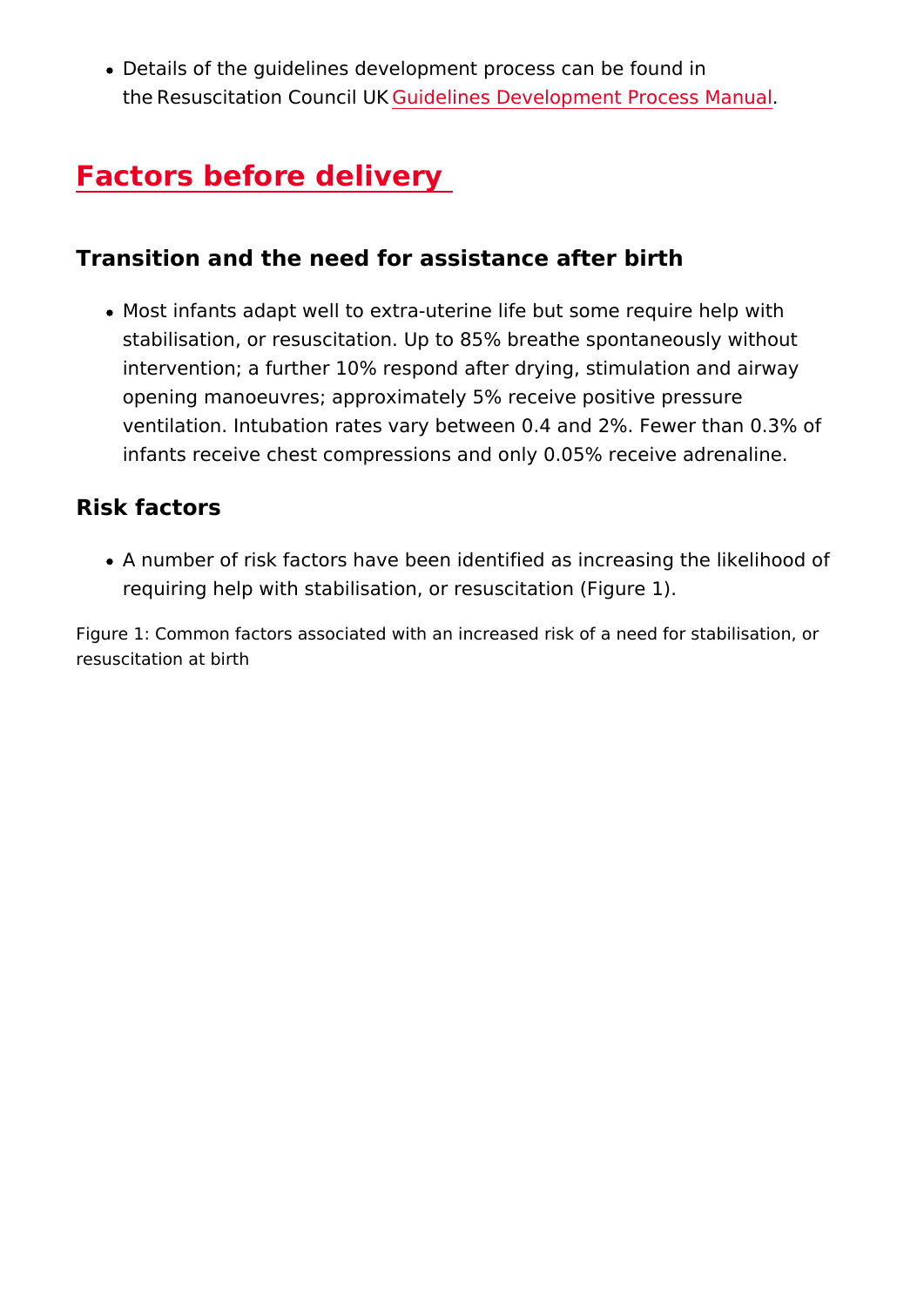- Details of the guidelines development process can be found in the Resuscitation Council UK Guidelines Development Process Manual.

## Factors before delivery

### Transition and the need for assistance after birth

- Most infants adapt well to extra-uterine life but some require help with stabilisation, or resuscitation. Up to 85% breathe spontaneously without intervention; a further 10% respond after drying, stimulation and airway opening manoeuvres; approximately 5% receive positive pressure ventilation. Intubation rates vary between 0.4 and 2%. Fewer than 0.3% of infants receive chest compressions and only 0.05% receive adrenaline.

### Risk factors

- A number of risk factors have been identified as increasing the likelihood of requiring help with stabilisation, or resuscitation (Figure 1).

Figure 1: Common factors associated with an increased risk of a need for stabilisation, or resuscitation at birth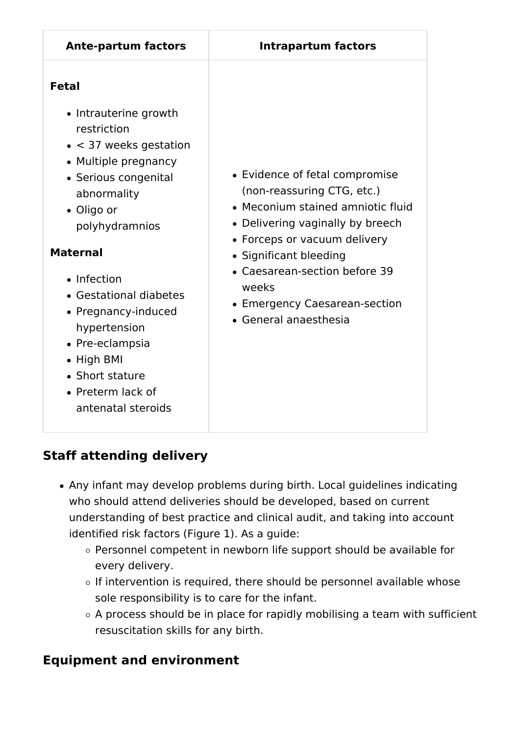| Ante-partum factors | Intrapartum factors |
| --- | --- |
| **Fetal**<br><br>• Intrauterine growth restriction<br>• < 37 weeks gestation<br>• Multiple pregnancy<br>• Serious congenital abnormality<br>• Oligo or polyhydramnios<br><br>**Maternal**<br><br>• Infection<br>• Gestational diabetes<br>• Pregnancy-induced hypertension<br>• Pre-eclampsia<br>• High BMI<br>• Short stature<br>• Preterm lack of antenatal steroids | • Evidence of fetal compromise (non-reassuring CTG, etc.)<br>• Meconium stained amniotic fluid<br>• Delivering vaginally by breech<br>• Forceps or vacuum delivery<br>• Significant bleeding<br>• Caesarean-section before 39 weeks<br>• Emergency Caesarean-section<br>• General anaesthesia |

## Staff attending delivery

- Any infant may develop problems during birth. Local guidelines indicating who should attend deliveries should be developed, based on current understanding of best practice and clinical audit, and taking into account identified risk factors (Figure 1). As a guide:
  - Personnel competent in newborn life support should be available for every delivery.
  - If intervention is required, there should be personnel available whose sole responsibility is to care for the infant.
  - A process should be in place for rapidly mobilising a team with sufficient resuscitation skills for any birth.

## Equipment and environment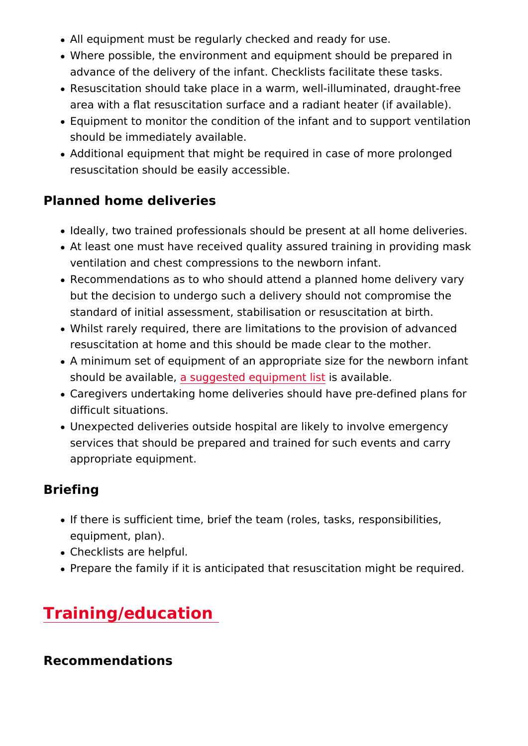- All equipment must be regularly checked and ready for use.
- Where possible, the environment and equipment should be prepared in advance of the delivery of the infant. Checklists facilitate these tasks.
- Resuscitation should take place in a warm, well-illuminated, draught-free area with a flat resuscitation surface and a radiant heater (if available).
- Equipment to monitor the condition of the infant and to support ventilation should be immediately available.
- Additional equipment that might be required in case of more prolonged resuscitation should be easily accessible.

### Planned home deliveries

- Ideally, two trained professionals should be present at all home deliveries.
- At least one must have received quality assured training in providing mask ventilation and chest compressions to the newborn infant.
- Recommendations as to who should attend a planned home delivery vary but the decision to undergo such a delivery should not compromise the standard of initial assessment, stabilisation or resuscitation at birth.
- Whilst rarely required, there are limitations to the provision of advanced resuscitation at home and this should be made clear to the mother.
- A minimum set of equipment of an appropriate size for the newborn infant should be available, a suggested equipment list is available.
- Caregivers undertaking home deliveries should have pre-defined plans for difficult situations.
- Unexpected deliveries outside hospital are likely to involve emergency services that should be prepared and trained for such events and carry appropriate equipment.

### Briefing

- If there is sufficient time, brief the team (roles, tasks, responsibilities, equipment, plan).
- Checklists are helpful.
- Prepare the family if it is anticipated that resuscitation might be required.

## Training/education

### Recommendations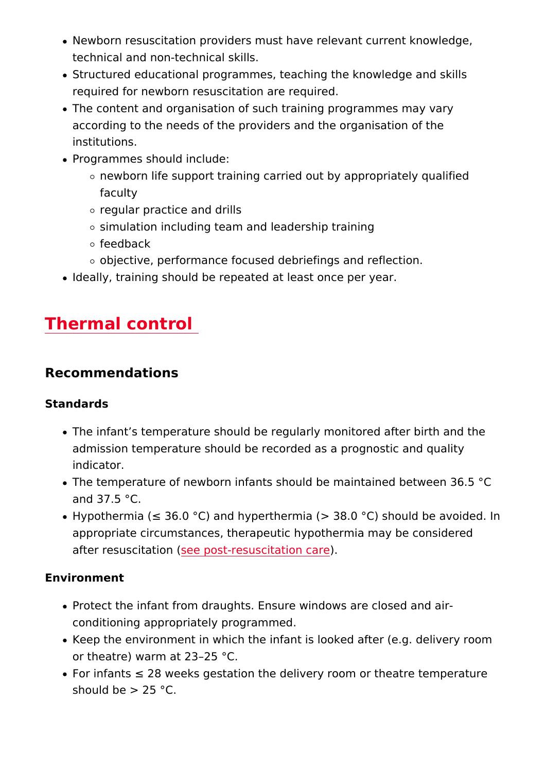- Newborn resuscitation providers must have relevant current knowledge, technical and non-technical skills.
- Structured educational programmes, teaching the knowledge and skills required for newborn resuscitation are required.
- The content and organisation of such training programmes may vary according to the needs of the providers and the organisation of the institutions.
- Programmes should include:
  - newborn life support training carried out by appropriately qualified faculty
  - regular practice and drills
  - simulation including team and leadership training
  - feedback
  - objective, performance focused debriefings and reflection.
- Ideally, training should be repeated at least once per year.

## Thermal control

### Recommendations

#### Standards

- The infant's temperature should be regularly monitored after birth and the admission temperature should be recorded as a prognostic and quality indicator.
- The temperature of newborn infants should be maintained between 36.5 °C and 37.5 °C.
- Hypothermia (≤ 36.0 °C) and hyperthermia (> 38.0 °C) should be avoided. In appropriate circumstances, therapeutic hypothermia may be considered after resuscitation (see post-resuscitation care).

#### Environment

- Protect the infant from draughts. Ensure windows are closed and air-conditioning appropriately programmed.
- Keep the environment in which the infant is looked after (e.g. delivery room or theatre) warm at 23–25 °C.
- For infants ≤ 28 weeks gestation the delivery room or theatre temperature should be > 25 °C.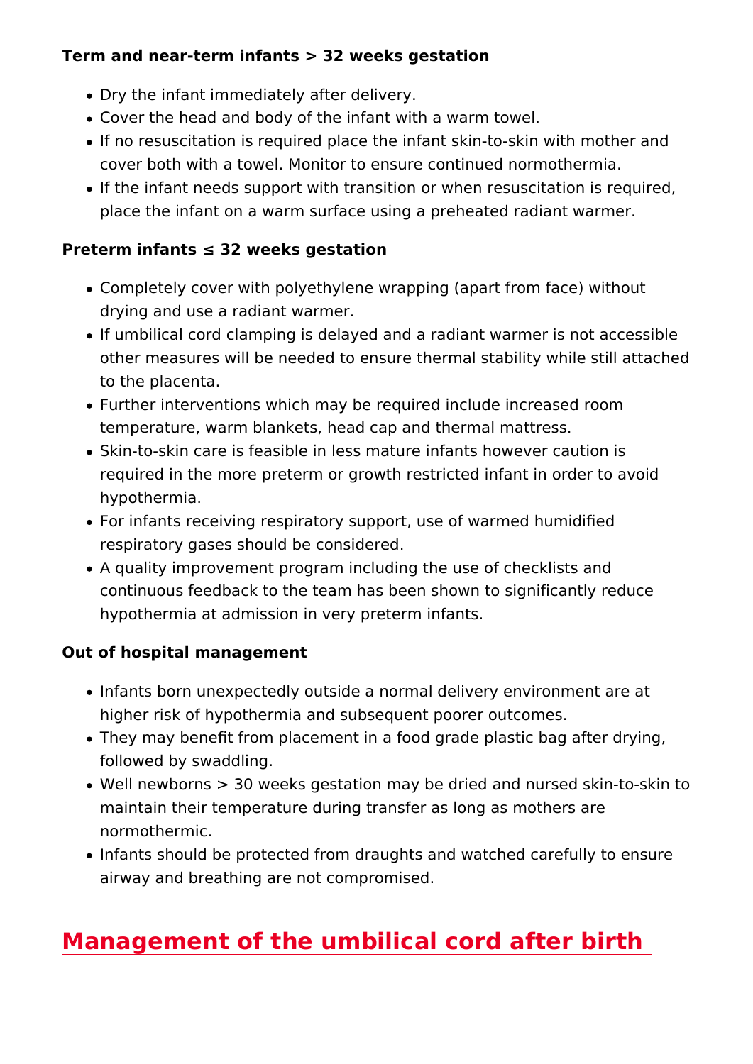**Term and near-term infants > 32 weeks gestation**

- Dry the infant immediately after delivery.
- Cover the head and body of the infant with a warm towel.
- If no resuscitation is required place the infant skin-to-skin with mother and cover both with a towel. Monitor to ensure continued normothermia.
- If the infant needs support with transition or when resuscitation is required, place the infant on a warm surface using a preheated radiant warmer.

**Preterm infants ≤ 32 weeks gestation**

- Completely cover with polyethylene wrapping (apart from face) without drying and use a radiant warmer.
- If umbilical cord clamping is delayed and a radiant warmer is not accessible other measures will be needed to ensure thermal stability while still attached to the placenta.
- Further interventions which may be required include increased room temperature, warm blankets, head cap and thermal mattress.
- Skin-to-skin care is feasible in less mature infants however caution is required in the more preterm or growth restricted infant in order to avoid hypothermia.
- For infants receiving respiratory support, use of warmed humidified respiratory gases should be considered.
- A quality improvement program including the use of checklists and continuous feedback to the team has been shown to significantly reduce hypothermia at admission in very preterm infants.

**Out of hospital management**

- Infants born unexpectedly outside a normal delivery environment are at higher risk of hypothermia and subsequent poorer outcomes.
- They may benefit from placement in a food grade plastic bag after drying, followed by swaddling.
- Well newborns > 30 weeks gestation may be dried and nursed skin-to-skin to maintain their temperature during transfer as long as mothers are normothermic.
- Infants should be protected from draughts and watched carefully to ensure airway and breathing are not compromised.

## Management of the umbilical cord after birth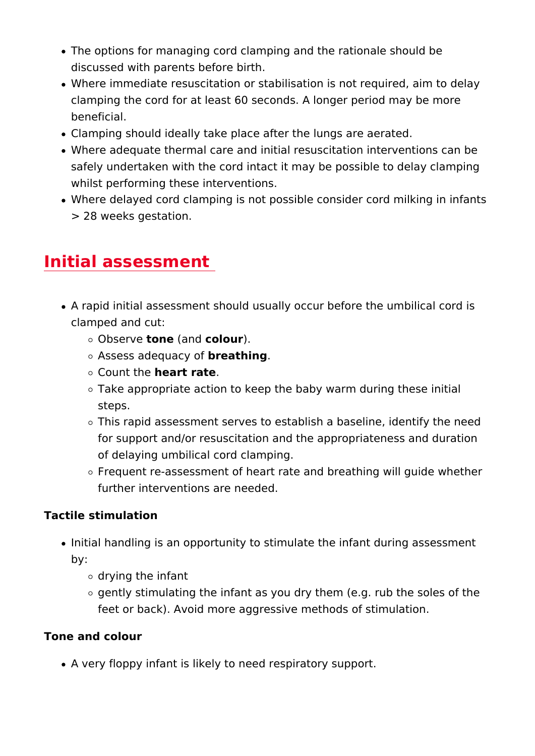- The options for managing cord clamping and the rationale should be discussed with parents before birth.
- Where immediate resuscitation or stabilisation is not required, aim to delay clamping the cord for at least 60 seconds. A longer period may be more beneficial.
- Clamping should ideally take place after the lungs are aerated.
- Where adequate thermal care and initial resuscitation interventions can be safely undertaken with the cord intact it may be possible to delay clamping whilst performing these interventions.
- Where delayed cord clamping is not possible consider cord milking in infants > 28 weeks gestation.

## Initial assessment

- A rapid initial assessment should usually occur before the umbilical cord is clamped and cut:
  - Observe **tone** (and **colour**).
  - Assess adequacy of **breathing**.
  - Count the **heart rate**.
  - Take appropriate action to keep the baby warm during these initial steps.
  - This rapid assessment serves to establish a baseline, identify the need for support and/or resuscitation and the appropriateness and duration of delaying umbilical cord clamping.
  - Frequent re-assessment of heart rate and breathing will guide whether further interventions are needed.

**Tactile stimulation**

- Initial handling is an opportunity to stimulate the infant during assessment by:
  - drying the infant
  - gently stimulating the infant as you dry them (e.g. rub the soles of the feet or back). Avoid more aggressive methods of stimulation.

**Tone and colour**

- A very floppy infant is likely to need respiratory support.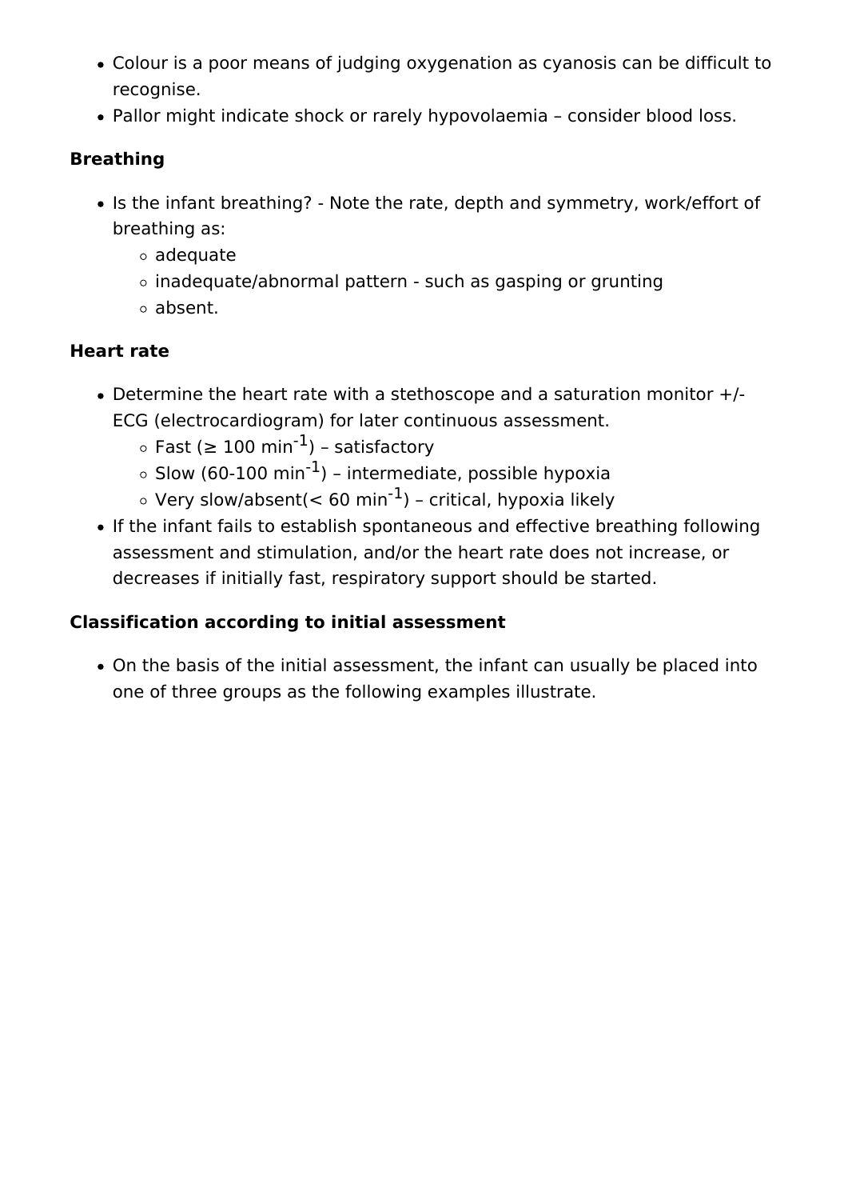- Colour is a poor means of judging oxygenation as cyanosis can be difficult to recognise.
- Pallor might indicate shock or rarely hypovolaemia – consider blood loss.

**Breathing**

- Is the infant breathing? - Note the rate, depth and symmetry, work/effort of breathing as:
  - adequate
  - inadequate/abnormal pattern - such as gasping or grunting
  - absent.

**Heart rate**

- Determine the heart rate with a stethoscope and a saturation monitor +/- ECG (electrocardiogram) for later continuous assessment.
  - Fast (≥ 100 $min^{-1}$) – satisfactory
  - Slow (60-100 $min^{-1}$) – intermediate, possible hypoxia
  - Very slow/absent(< 60 $min^{-1}$) – critical, hypoxia likely
- If the infant fails to establish spontaneous and effective breathing following assessment and stimulation, and/or the heart rate does not increase, or decreases if initially fast, respiratory support should be started.

**Classification according to initial assessment**

- On the basis of the initial assessment, the infant can usually be placed into one of three groups as the following examples illustrate.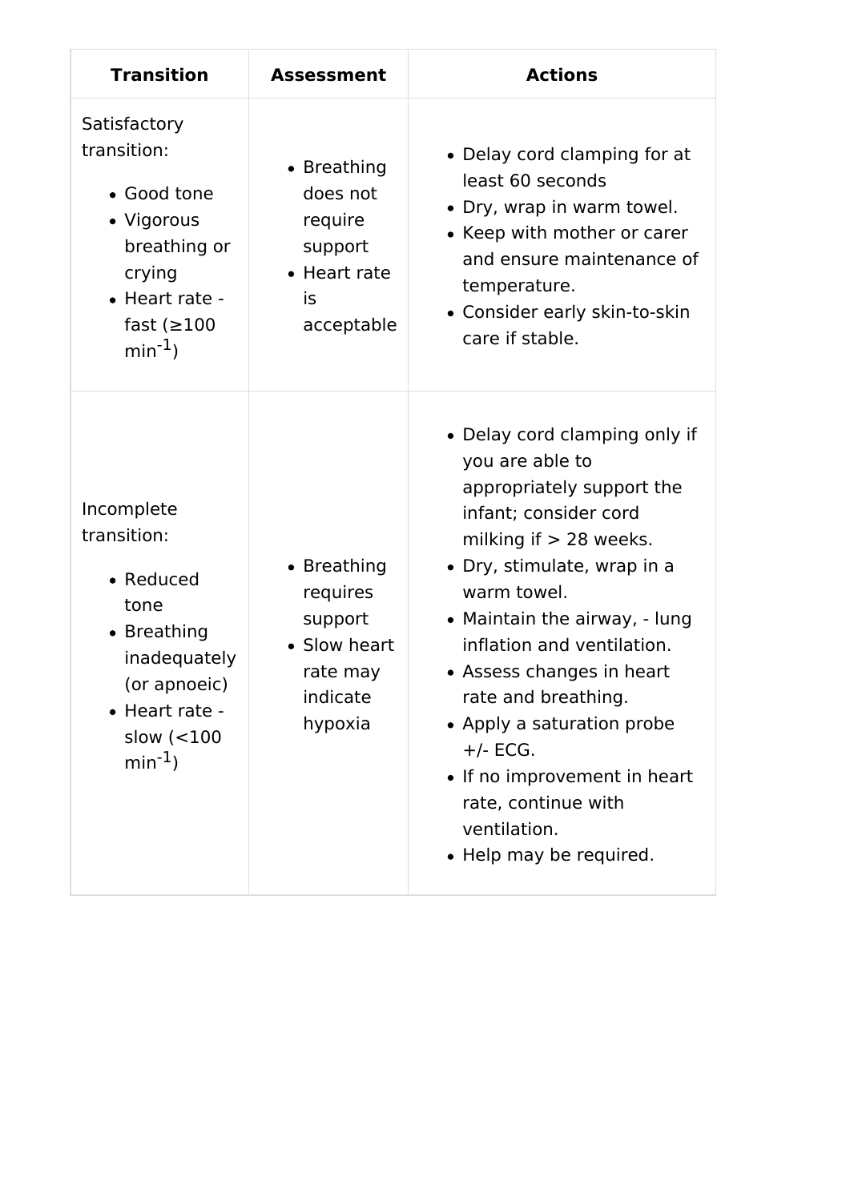| Transition | Assessment | Actions |
| --- | --- | --- |
| Satisfactory transition:<br>• Good tone<br>• Vigorous breathing or crying<br>• Heart rate - fast (≥100 $min^{-1}$) | • Breathing does not require support<br>• Heart rate is acceptable | • Delay cord clamping for at least 60 seconds<br>• Dry, wrap in warm towel.<br>• Keep with mother or carer and ensure maintenance of temperature.<br>• Consider early skin-to-skin care if stable. |
| Incomplete transition:<br>• Reduced tone<br>• Breathing inadequately (or apnoeic)<br>• Heart rate - slow (<100 $min^{-1}$) | • Breathing requires support<br>• Slow heart rate may indicate hypoxia | • Delay cord clamping only if you are able to appropriately support the infant; consider cord milking if > 28 weeks.<br>• Dry, stimulate, wrap in a warm towel.<br>• Maintain the airway, - lung inflation and ventilation.<br>• Assess changes in heart rate and breathing.<br>• Apply a saturation probe +/- ECG.<br>• If no improvement in heart rate, continue with ventilation.<br>• Help may be required. |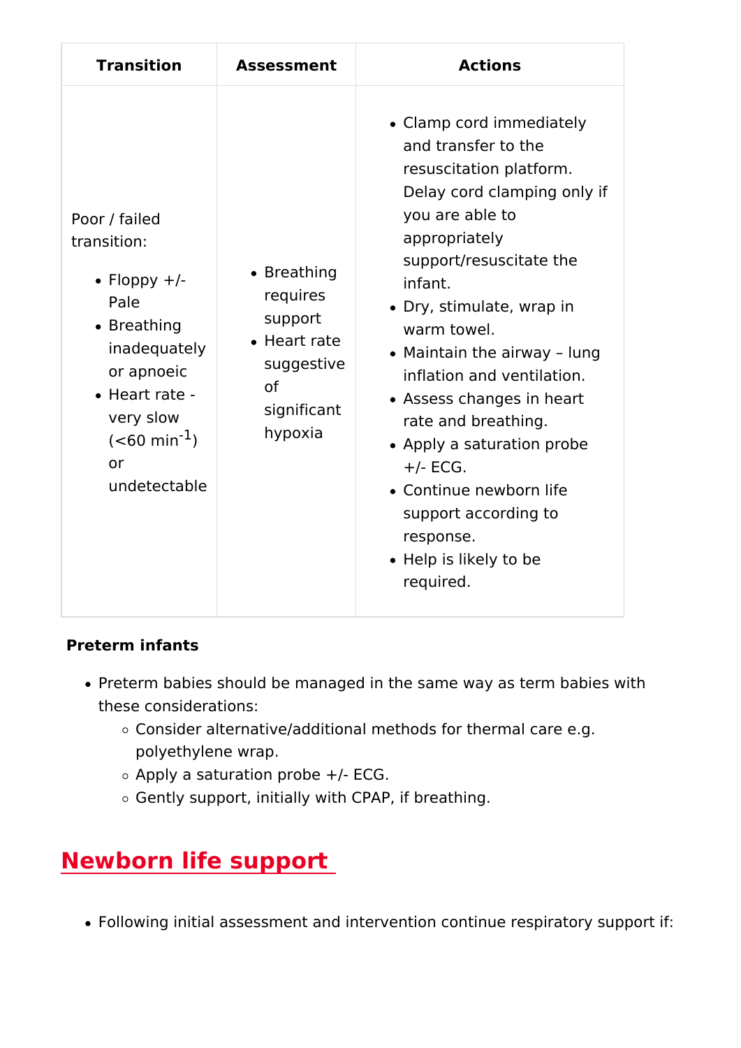| Transition | Assessment | Actions |
|---|---|---|
| Poor / failed transition:<br>• Floppy +/- Pale<br>• Breathing inadequately or apnoeic<br>• Heart rate - very slow (<60 $min^{-1}$) or undetectable | • Breathing requires support<br>• Heart rate suggestive of significant hypoxia | • Clamp cord immediately and transfer to the resuscitation platform. Delay cord clamping only if you are able to appropriately support/resuscitate the infant.<br>• Dry, stimulate, wrap in warm towel.<br>• Maintain the airway – lung inflation and ventilation.<br>• Assess changes in heart rate and breathing.<br>• Apply a saturation probe +/- ECG.<br>• Continue newborn life support according to response.<br>• Help is likely to be required. |

**Preterm infants**

- Preterm babies should be managed in the same way as term babies with these considerations:
  - Consider alternative/additional methods for thermal care e.g. polyethylene wrap.
  - Apply a saturation probe +/- ECG.
  - Gently support, initially with CPAP, if breathing.

## Newborn life support

- Following initial assessment and intervention continue respiratory support if: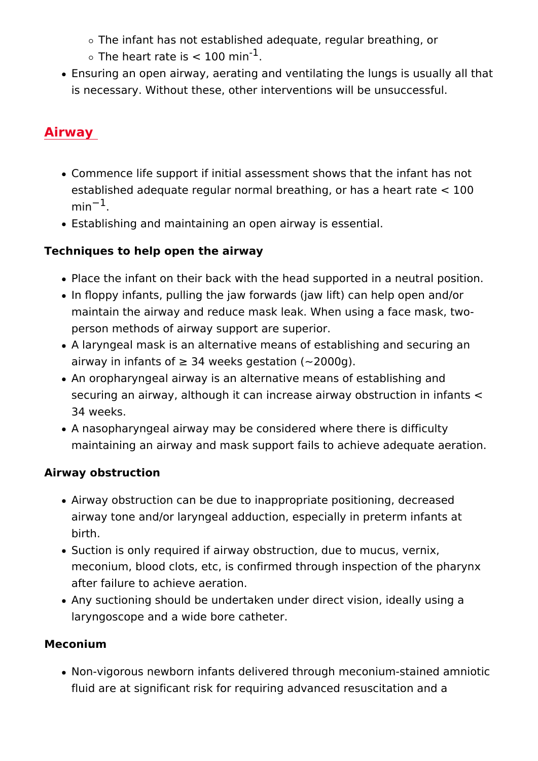- The infant has not established adequate, regular breathing, or
    - The heart rate is < 100 $min^{-1}$.
- Ensuring an open airway, aerating and ventilating the lungs is usually all that is necessary. Without these, other interventions will be unsuccessful.

## Airway

- Commence life support if initial assessment shows that the infant has not established adequate regular normal breathing, or has a heart rate < 100 $min^{-1}$.
- Establishing and maintaining an open airway is essential.

**Techniques to help open the airway**

- Place the infant on their back with the head supported in a neutral position.
- In floppy infants, pulling the jaw forwards (jaw lift) can help open and/or maintain the airway and reduce mask leak. When using a face mask, two-person methods of airway support are superior.
- A laryngeal mask is an alternative means of establishing and securing an airway in infants of ≥ 34 weeks gestation (~2000g).
- An oropharyngeal airway is an alternative means of establishing and securing an airway, although it can increase airway obstruction in infants < 34 weeks.
- A nasopharyngeal airway may be considered where there is difficulty maintaining an airway and mask support fails to achieve adequate aeration.

**Airway obstruction**

- Airway obstruction can be due to inappropriate positioning, decreased airway tone and/or laryngeal adduction, especially in preterm infants at birth.
- Suction is only required if airway obstruction, due to mucus, vernix, meconium, blood clots, etc, is confirmed through inspection of the pharynx after failure to achieve aeration.
- Any suctioning should be undertaken under direct vision, ideally using a laryngoscope and a wide bore catheter.

**Meconium**

- Non-vigorous newborn infants delivered through meconium-stained amniotic fluid are at significant risk for requiring advanced resuscitation and a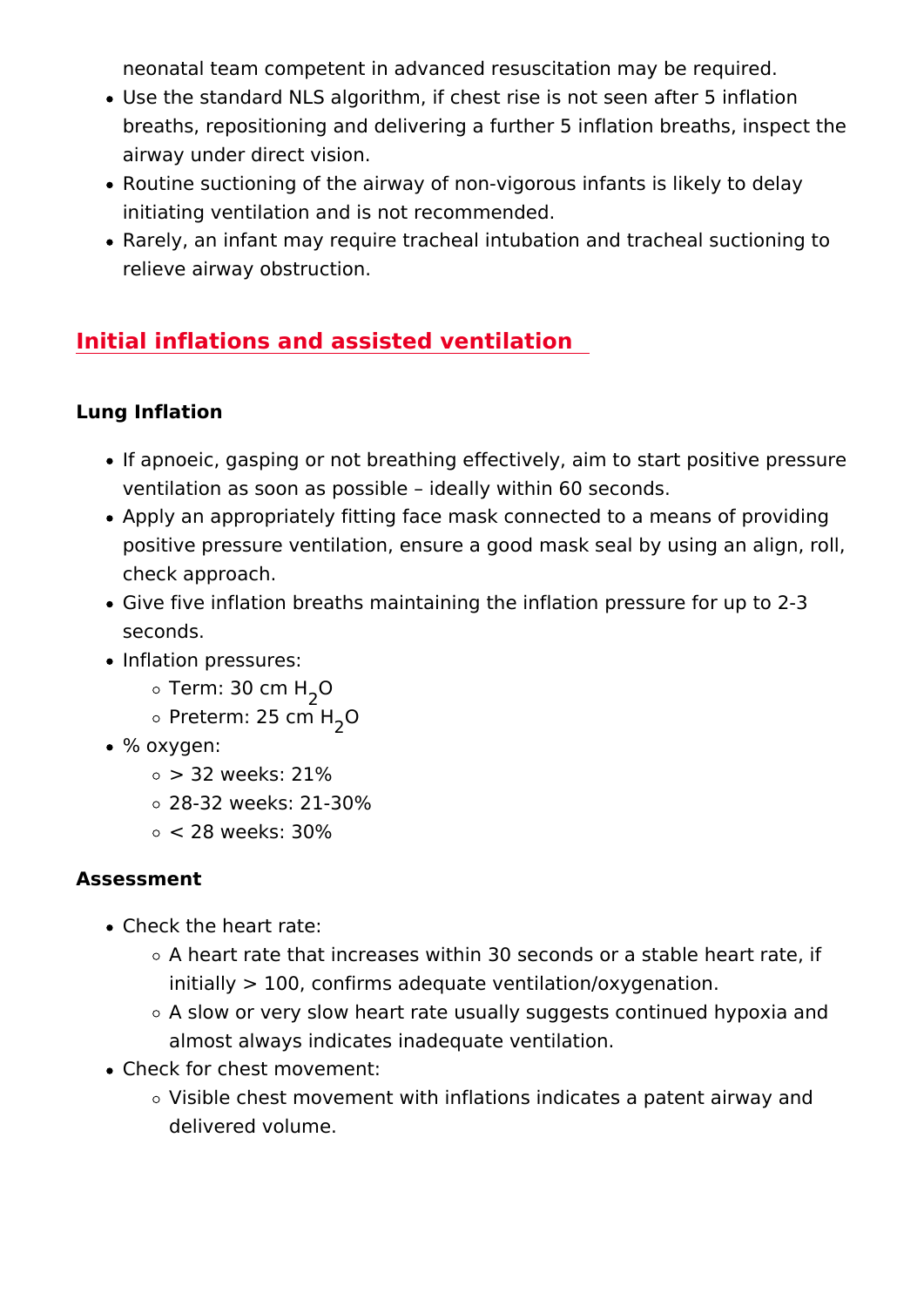neonatal team competent in advanced resuscitation may be required.

- Use the standard NLS algorithm, if chest rise is not seen after 5 inflation breaths, repositioning and delivering a further 5 inflation breaths, inspect the airway under direct vision.
- Routine suctioning of the airway of non-vigorous infants is likely to delay initiating ventilation and is not recommended.
- Rarely, an infant may require tracheal intubation and tracheal suctioning to relieve airway obstruction.

## Initial inflations and assisted ventilation

### Lung Inflation

- If apnoeic, gasping or not breathing effectively, aim to start positive pressure ventilation as soon as possible – ideally within 60 seconds.
- Apply an appropriately fitting face mask connected to a means of providing positive pressure ventilation, ensure a good mask seal by using an align, roll, check approach.
- Give five inflation breaths maintaining the inflation pressure for up to 2-3 seconds.
- Inflation pressures:
  - Term: 30 cm $H_2O$
  - Preterm: 25 cm $H_2O$
- % oxygen:
  - > 32 weeks: 21%
  - 28-32 weeks: 21-30%
  - < 28 weeks: 30%

### Assessment

- Check the heart rate:
  - A heart rate that increases within 30 seconds or a stable heart rate, if initially > 100, confirms adequate ventilation/oxygenation.
  - A slow or very slow heart rate usually suggests continued hypoxia and almost always indicates inadequate ventilation.
- Check for chest movement:
  - Visible chest movement with inflations indicates a patent airway and delivered volume.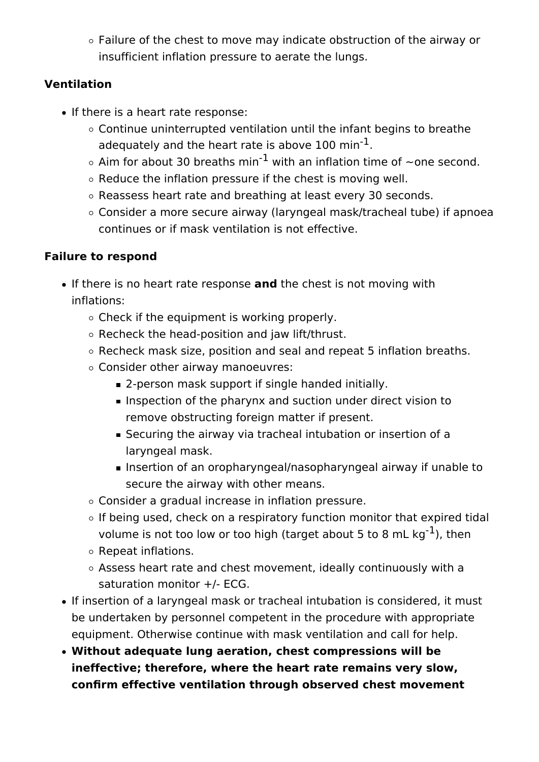- Failure of the chest to move may indicate obstruction of the airway or insufficient inflation pressure to aerate the lungs.

**Ventilation**

- If there is a heart rate response:
  - Continue uninterrupted ventilation until the infant begins to breathe adequately and the heart rate is above 100 $min^{-1}$.
  - Aim for about 30 breaths $min^{-1}$ with an inflation time of ~one second.
  - Reduce the inflation pressure if the chest is moving well.
  - Reassess heart rate and breathing at least every 30 seconds.
  - Consider a more secure airway (laryngeal mask/tracheal tube) if apnoea continues or if mask ventilation is not effective.

**Failure to respond**

- If there is no heart rate response **and** the chest is not moving with inflations:
  - Check if the equipment is working properly.
  - Recheck the head-position and jaw lift/thrust.
  - Recheck mask size, position and seal and repeat 5 inflation breaths.
  - Consider other airway manoeuvres:
    - 2-person mask support if single handed initially.
    - Inspection of the pharynx and suction under direct vision to remove obstructing foreign matter if present.
    - Securing the airway via tracheal intubation or insertion of a laryngeal mask.
    - Insertion of an oropharyngeal/nasopharyngeal airway if unable to secure the airway with other means.
  - Consider a gradual increase in inflation pressure.
  - If being used, check on a respiratory function monitor that expired tidal volume is not too low or too high (target about 5 to 8 mL $kg^{-1}$), then
  - Repeat inflations.
  - Assess heart rate and chest movement, ideally continuously with a saturation monitor +/- ECG.
- If insertion of a laryngeal mask or tracheal intubation is considered, it must be undertaken by personnel competent in the procedure with appropriate equipment. Otherwise continue with mask ventilation and call for help.
- **Without adequate lung aeration, chest compressions will be ineffective; therefore, where the heart rate remains very slow, confirm effective ventilation through observed chest movement**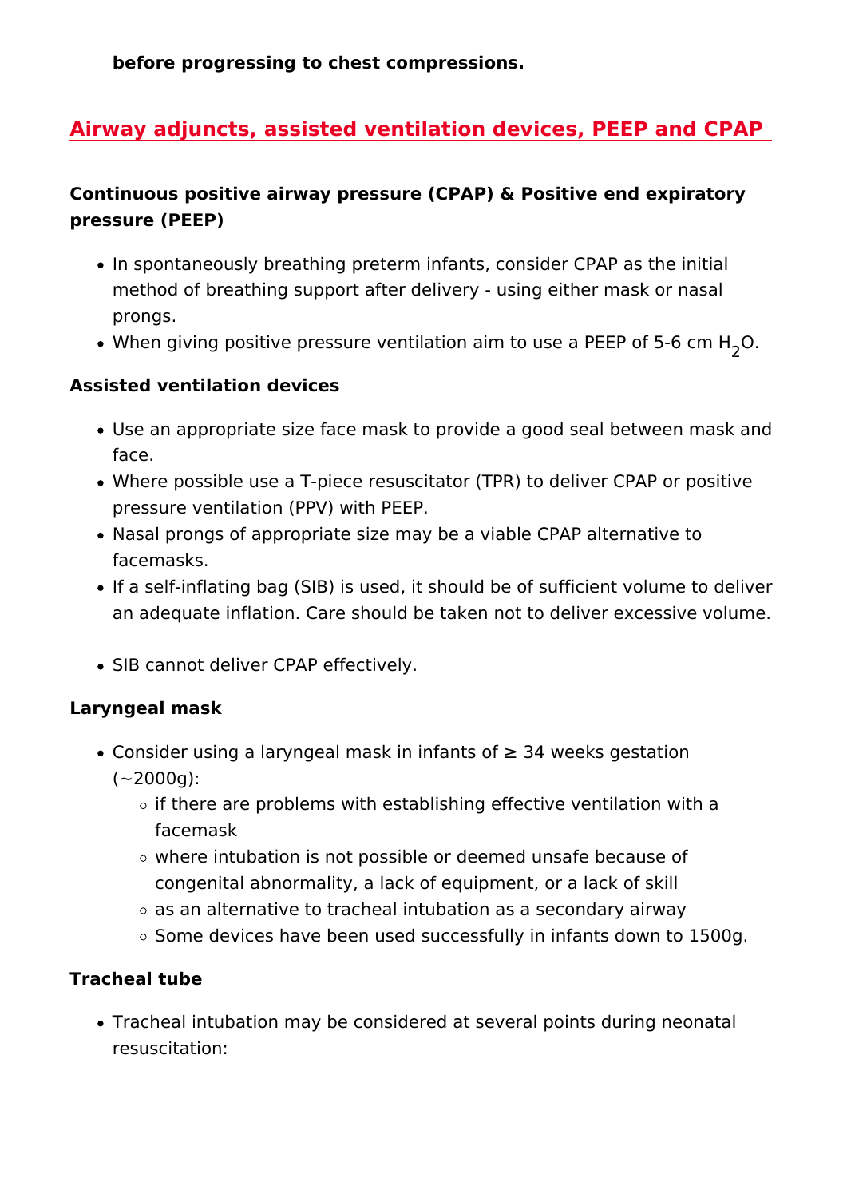**before progressing to chest compressions.**

## Airway adjuncts, assisted ventilation devices, PEEP and CPAP

### Continuous positive airway pressure (CPAP) & Positive end expiratory pressure (PEEP)

- In spontaneously breathing preterm infants, consider CPAP as the initial method of breathing support after delivery - using either mask or nasal prongs.
- When giving positive pressure ventilation aim to use a PEEP of 5-6 cm $H_2O$.

### Assisted ventilation devices

- Use an appropriate size face mask to provide a good seal between mask and face.
- Where possible use a T-piece resuscitator (TPR) to deliver CPAP or positive pressure ventilation (PPV) with PEEP.
- Nasal prongs of appropriate size may be a viable CPAP alternative to facemasks.
- If a self-inflating bag (SIB) is used, it should be of sufficient volume to deliver an adequate inflation. Care should be taken not to deliver excessive volume.
- SIB cannot deliver CPAP effectively.

### Laryngeal mask

- Consider using a laryngeal mask in infants of ≥ 34 weeks gestation (~2000g):
  - if there are problems with establishing effective ventilation with a facemask
  - where intubation is not possible or deemed unsafe because of congenital abnormality, a lack of equipment, or a lack of skill
  - as an alternative to tracheal intubation as a secondary airway
  - Some devices have been used successfully in infants down to 1500g.

### Tracheal tube

- Tracheal intubation may be considered at several points during neonatal resuscitation: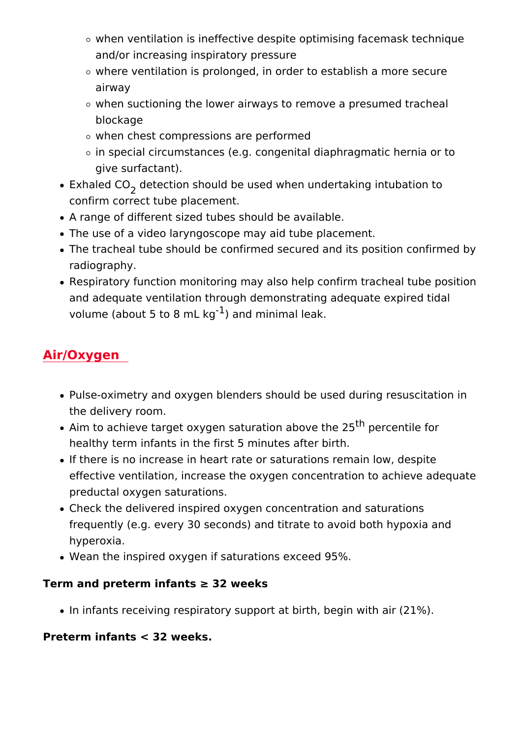- when ventilation is ineffective despite optimising facemask technique and/or increasing inspiratory pressure
  - where ventilation is prolonged, in order to establish a more secure airway
  - when suctioning the lower airways to remove a presumed tracheal blockage
  - when chest compressions are performed
  - in special circumstances (e.g. congenital diaphragmatic hernia or to give surfactant).
- Exhaled $CO_2$ detection should be used when undertaking intubation to confirm correct tube placement.
- A range of different sized tubes should be available.
- The use of a video laryngoscope may aid tube placement.
- The tracheal tube should be confirmed secured and its position confirmed by radiography.
- Respiratory function monitoring may also help confirm tracheal tube position and adequate ventilation through demonstrating adequate expired tidal volume (about 5 to 8 mL $kg^{-1}$) and minimal leak.

## Air/Oxygen

- Pulse-oximetry and oxygen blenders should be used during resuscitation in the delivery room.
- Aim to achieve target oxygen saturation above the $25^{th}$ percentile for healthy term infants in the first 5 minutes after birth.
- If there is no increase in heart rate or saturations remain low, despite effective ventilation, increase the oxygen concentration to achieve adequate preductal oxygen saturations.
- Check the delivered inspired oxygen concentration and saturations frequently (e.g. every 30 seconds) and titrate to avoid both hypoxia and hyperoxia.
- Wean the inspired oxygen if saturations exceed 95%.

**Term and preterm infants ≥ 32 weeks**

- In infants receiving respiratory support at birth, begin with air (21%).

**Preterm infants < 32 weeks.**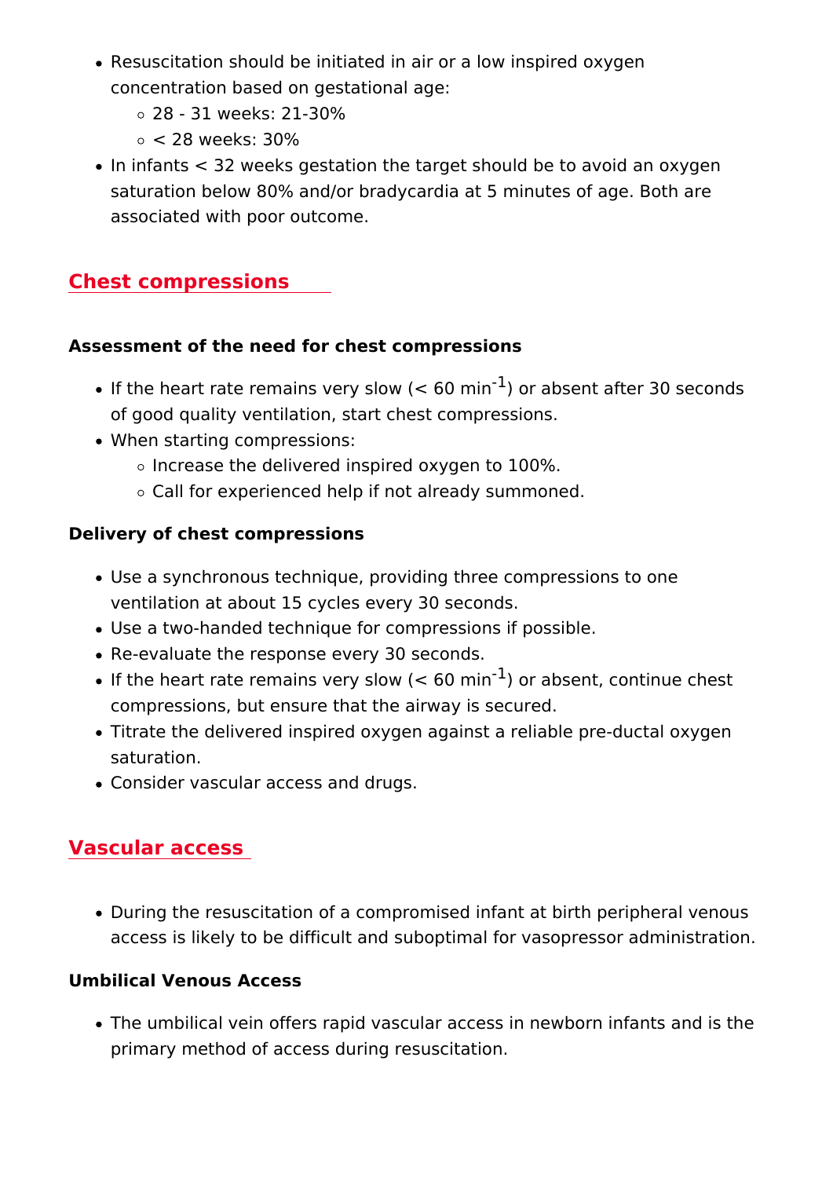- Resuscitation should be initiated in air or a low inspired oxygen concentration based on gestational age:
    - 28 - 31 weeks: 21-30%
    - < 28 weeks: 30%
- In infants < 32 weeks gestation the target should be to avoid an oxygen saturation below 80% and/or bradycardia at 5 minutes of age. Both are associated with poor outcome.

## Chest compressions

### Assessment of the need for chest compressions

- If the heart rate remains very slow (< 60 $min^{-1}$) or absent after 30 seconds of good quality ventilation, start chest compressions.
- When starting compressions:
    - Increase the delivered inspired oxygen to 100%.
    - Call for experienced help if not already summoned.

### Delivery of chest compressions

- Use a synchronous technique, providing three compressions to one ventilation at about 15 cycles every 30 seconds.
- Use a two-handed technique for compressions if possible.
- Re-evaluate the response every 30 seconds.
- If the heart rate remains very slow (< 60 $min^{-1}$) or absent, continue chest compressions, but ensure that the airway is secured.
- Titrate the delivered inspired oxygen against a reliable pre-ductal oxygen saturation.
- Consider vascular access and drugs.

## Vascular access

- During the resuscitation of a compromised infant at birth peripheral venous access is likely to be difficult and suboptimal for vasopressor administration.

### Umbilical Venous Access

- The umbilical vein offers rapid vascular access in newborn infants and is the primary method of access during resuscitation.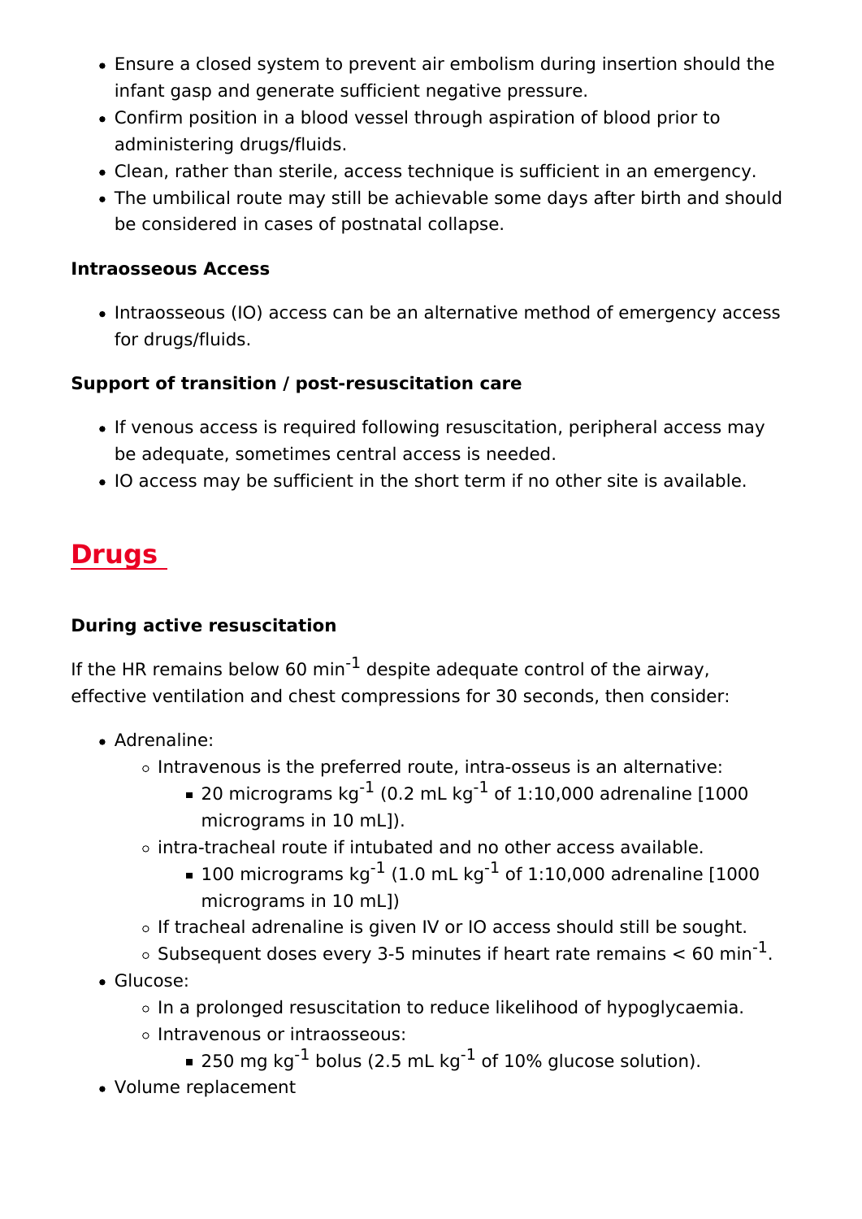- Ensure a closed system to prevent air embolism during insertion should the infant gasp and generate sufficient negative pressure.
- Confirm position in a blood vessel through aspiration of blood prior to administering drugs/fluids.
- Clean, rather than sterile, access technique is sufficient in an emergency.
- The umbilical route may still be achievable some days after birth and should be considered in cases of postnatal collapse.

**Intraosseous Access**

- Intraosseous (IO) access can be an alternative method of emergency access for drugs/fluids.

**Support of transition / post-resuscitation care**

- If venous access is required following resuscitation, peripheral access may be adequate, sometimes central access is needed.
- IO access may be sufficient in the short term if no other site is available.

## Drugs

**During active resuscitation**

If the HR remains below 60 $min^{-1}$ despite adequate control of the airway, effective ventilation and chest compressions for 30 seconds, then consider:

- Adrenaline:
  - Intravenous is the preferred route, intra-osseus is an alternative:
    - 20 micrograms $kg^{-1}$ (0.2 mL $kg^{-1}$ of 1:10,000 adrenaline [1000 micrograms in 10 mL]).
  - intra-tracheal route if intubated and no other access available.
    - 100 micrograms $kg^{-1}$ (1.0 mL $kg^{-1}$ of 1:10,000 adrenaline [1000 micrograms in 10 mL])
  - If tracheal adrenaline is given IV or IO access should still be sought.
  - Subsequent doses every 3-5 minutes if heart rate remains < 60 $min^{-1}$.
- Glucose:
  - In a prolonged resuscitation to reduce likelihood of hypoglycaemia.
  - Intravenous or intraosseous:
    - 250 mg $kg^{-1}$ bolus (2.5 mL $kg^{-1}$ of 10% glucose solution).
- Volume replacement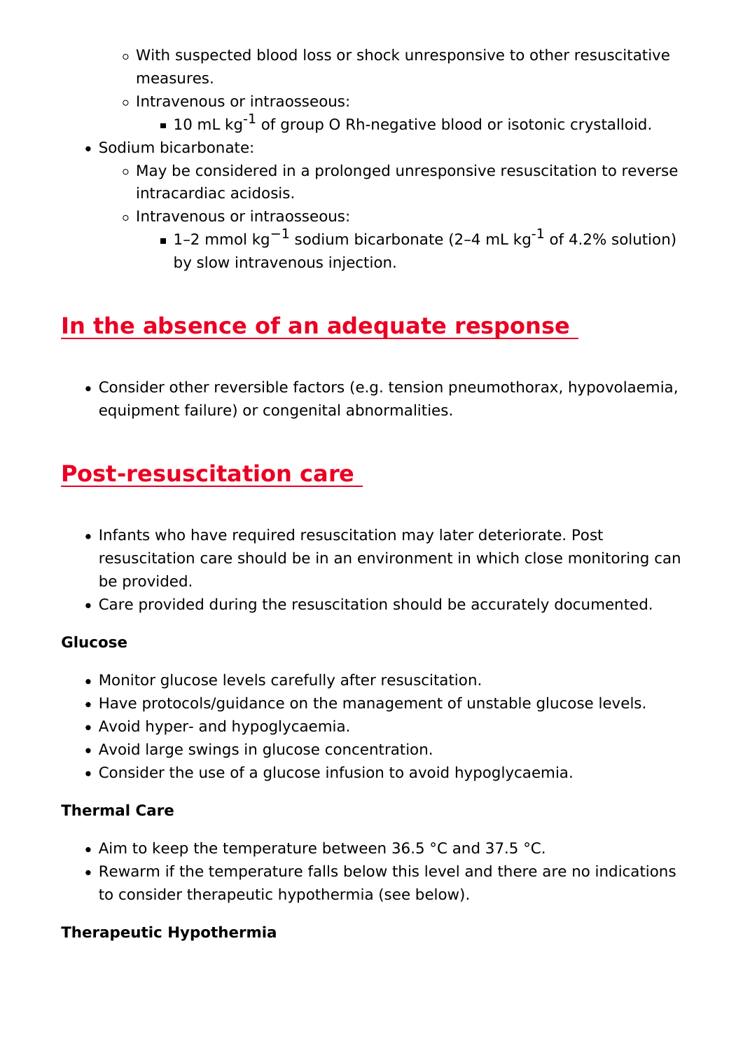- With suspected blood loss or shock unresponsive to other resuscitative measures.
    - Intravenous or intraosseous:
        - 10 mL $kg^{-1}$ of group O Rh-negative blood or isotonic crystalloid.
- Sodium bicarbonate:
    - May be considered in a prolonged unresponsive resuscitation to reverse intracardiac acidosis.
    - Intravenous or intraosseous:
        - 1–2 mmol $kg^{-1}$ sodium bicarbonate (2–4 mL $kg^{-1}$ of 4.2% solution) by slow intravenous injection.

## In the absence of an adequate response

- Consider other reversible factors (e.g. tension pneumothorax, hypovolaemia, equipment failure) or congenital abnormalities.

## Post-resuscitation care

- Infants who have required resuscitation may later deteriorate. Post resuscitation care should be in an environment in which close monitoring can be provided.
- Care provided during the resuscitation should be accurately documented.

**Glucose**

- Monitor glucose levels carefully after resuscitation.
- Have protocols/guidance on the management of unstable glucose levels.
- Avoid hyper- and hypoglycaemia.
- Avoid large swings in glucose concentration.
- Consider the use of a glucose infusion to avoid hypoglycaemia.

**Thermal Care**

- Aim to keep the temperature between 36.5 °C and 37.5 °C.
- Rewarm if the temperature falls below this level and there are no indications to consider therapeutic hypothermia (see below).

**Therapeutic Hypothermia**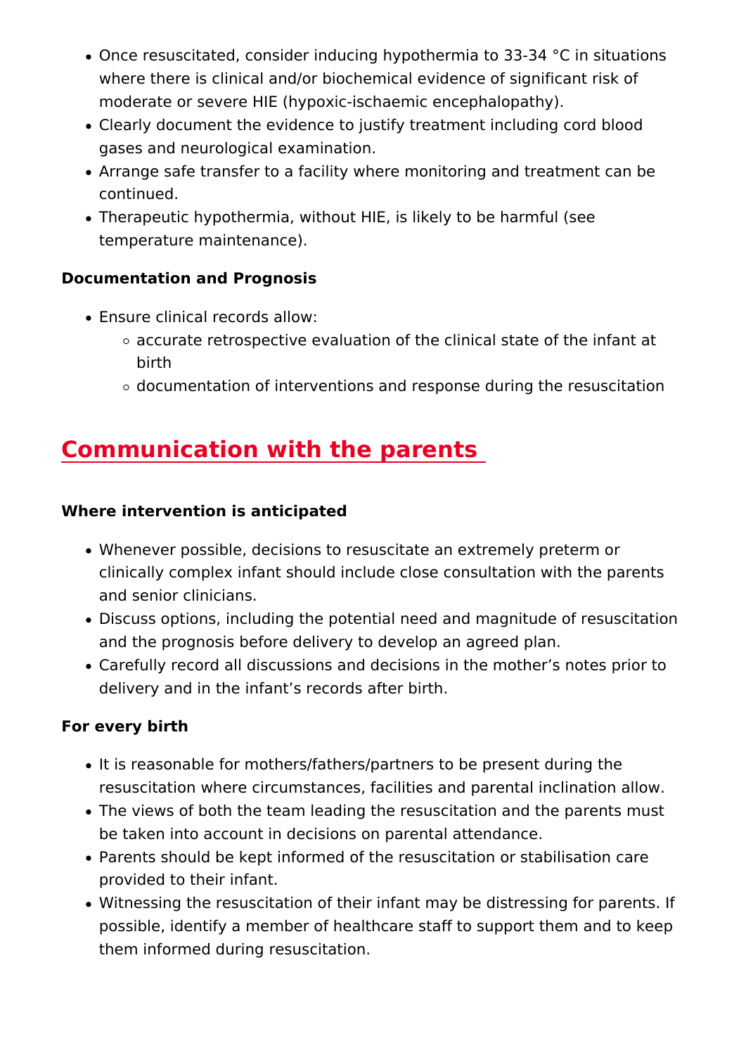- Once resuscitated, consider inducing hypothermia to 33-34 °C in situations where there is clinical and/or biochemical evidence of significant risk of moderate or severe HIE (hypoxic-ischaemic encephalopathy).
- Clearly document the evidence to justify treatment including cord blood gases and neurological examination.
- Arrange safe transfer to a facility where monitoring and treatment can be continued.
- Therapeutic hypothermia, without HIE, is likely to be harmful (see temperature maintenance).

**Documentation and Prognosis**

- Ensure clinical records allow:
  - accurate retrospective evaluation of the clinical state of the infant at birth
  - documentation of interventions and response during the resuscitation

## Communication with the parents

**Where intervention is anticipated**

- Whenever possible, decisions to resuscitate an extremely preterm or clinically complex infant should include close consultation with the parents and senior clinicians.
- Discuss options, including the potential need and magnitude of resuscitation and the prognosis before delivery to develop an agreed plan.
- Carefully record all discussions and decisions in the mother's notes prior to delivery and in the infant's records after birth.

**For every birth**

- It is reasonable for mothers/fathers/partners to be present during the resuscitation where circumstances, facilities and parental inclination allow.
- The views of both the team leading the resuscitation and the parents must be taken into account in decisions on parental attendance.
- Parents should be kept informed of the resuscitation or stabilisation care provided to their infant.
- Witnessing the resuscitation of their infant may be distressing for parents. If possible, identify a member of healthcare staff to support them and to keep them informed during resuscitation.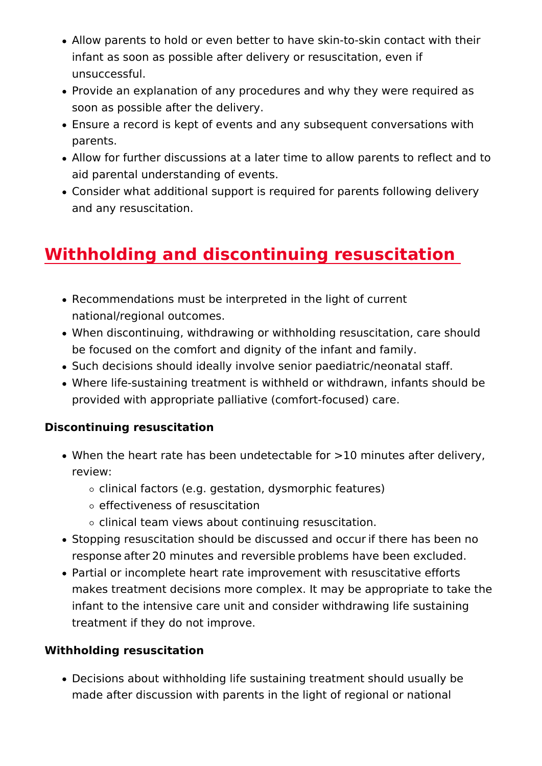- Allow parents to hold or even better to have skin-to-skin contact with their infant as soon as possible after delivery or resuscitation, even if unsuccessful.
- Provide an explanation of any procedures and why they were required as soon as possible after the delivery.
- Ensure a record is kept of events and any subsequent conversations with parents.
- Allow for further discussions at a later time to allow parents to reflect and to aid parental understanding of events.
- Consider what additional support is required for parents following delivery and any resuscitation.

## Withholding and discontinuing resuscitation

- Recommendations must be interpreted in the light of current national/regional outcomes.
- When discontinuing, withdrawing or withholding resuscitation, care should be focused on the comfort and dignity of the infant and family.
- Such decisions should ideally involve senior paediatric/neonatal staff.
- Where life-sustaining treatment is withheld or withdrawn, infants should be provided with appropriate palliative (comfort-focused) care.

**Discontinuing resuscitation**

- When the heart rate has been undetectable for >10 minutes after delivery, review:
  - clinical factors (e.g. gestation, dysmorphic features)
  - effectiveness of resuscitation
  - clinical team views about continuing resuscitation.
- Stopping resuscitation should be discussed and occur if there has been no response after 20 minutes and reversible problems have been excluded.
- Partial or incomplete heart rate improvement with resuscitative efforts makes treatment decisions more complex. It may be appropriate to take the infant to the intensive care unit and consider withdrawing life sustaining treatment if they do not improve.

**Withholding resuscitation**

- Decisions about withholding life sustaining treatment should usually be made after discussion with parents in the light of regional or national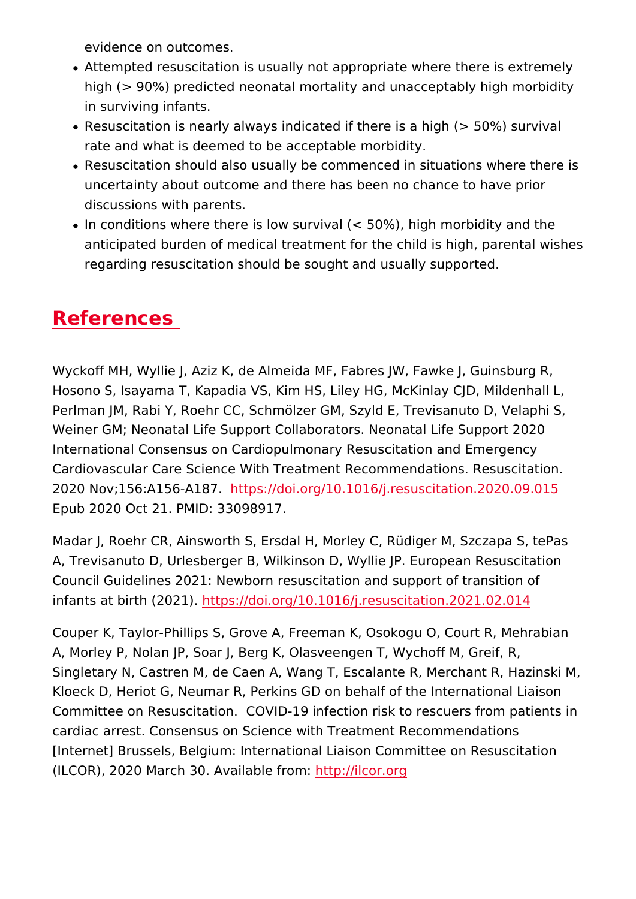evidence on outcomes.

- Attempted resuscitation is usually not appropriate where there is extremely high (> 90%) predicted neonatal mortality and unacceptably high morbidity in surviving infants.
- Resuscitation is nearly always indicated if there is a high (> 50%) survival rate and what is deemed to be acceptable morbidity.
- Resuscitation should also usually be commenced in situations where there is uncertainty about outcome and there has been no chance to have prior discussions with parents.
- In conditions where there is low survival (< 50%), high morbidity and the anticipated burden of medical treatment for the child is high, parental wishes regarding resuscitation should be sought and usually supported.

## References

Wyckoff MH, Wyllie J, Aziz K, de Almeida MF, Fabres JW, Fawke J, Guinsburg R, Hosono S, Isayama T, Kapadia VS, Kim HS, Liley HG, McKinlay CJD, Mildenhall L, Perlman JM, Rabi Y, Roehr CC, Schmölzer GM, Szyld E, Trevisanuto D, Velaphi S, Weiner GM; Neonatal Life Support Collaborators. Neonatal Life Support 2020 International Consensus on Cardiopulmonary Resuscitation and Emergency Cardiovascular Care Science With Treatment Recommendations. Resuscitation. 2020 Nov;156:A156-A187. https://doi.org/10.1016/j.resuscitation.2020.09.015 Epub 2020 Oct 21. PMID: 33098917.

Madar J, Roehr CR, Ainsworth S, Ersdal H, Morley C, Rüdiger M, Szczapa S, tePas A, Trevisanuto D, Urlesberger B, Wilkinson D, Wyllie JP. European Resuscitation Council Guidelines 2021: Newborn resuscitation and support of transition of infants at birth (2021). https://doi.org/10.1016/j.resuscitation.2021.02.014

Couper K, Taylor-Phillips S, Grove A, Freeman K, Osokogu O, Court R, Mehrabian A, Morley P, Nolan JP, Soar J, Berg K, Olasveengen T, Wychoff M, Greif, R, Singletary N, Castren M, de Caen A, Wang T, Escalante R, Merchant R, Hazinski M, Kloeck D, Heriot G, Neumar R, Perkins GD on behalf of the International Liaison Committee on Resuscitation. COVID-19 infection risk to rescuers from patients in cardiac arrest. Consensus on Science with Treatment Recommendations [Internet] Brussels, Belgium: International Liaison Committee on Resuscitation (ILCOR), 2020 March 30. Available from: http://ilcor.org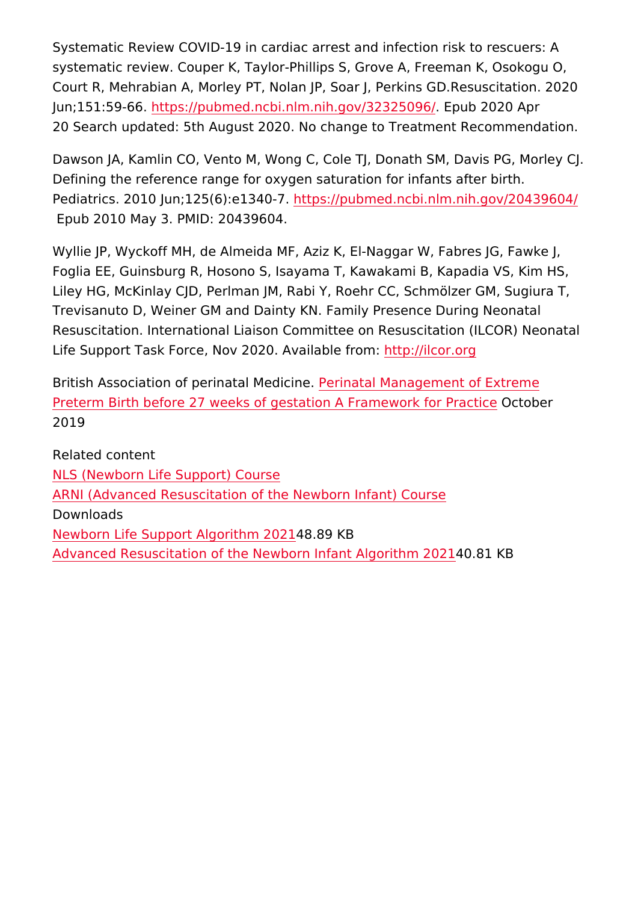Systematic Review COVID-19 in cardiac arrest and infection risk to rescuers: A systematic review. Couper K, Taylor-Phillips S, Grove A, Freeman K, Osokogu O, Court R, Mehrabian A, Morley PT, Nolan JP, Soar J, Perkins GD.Resuscitation. 2020 Jun;151:59-66. https://pubmed.ncbi.nlm.nih.gov/32325096/. Epub 2020 Apr 20 Search updated: 5th August 2020. No change to Treatment Recommendation.

Dawson JA, Kamlin CO, Vento M, Wong C, Cole TJ, Donath SM, Davis PG, Morley CJ. Defining the reference range for oxygen saturation for infants after birth. Pediatrics. 2010 Jun;125(6):e1340-7. https://pubmed.ncbi.nlm.nih.gov/20439604/ Epub 2010 May 3. PMID: 20439604.

Wyllie JP, Wyckoff MH, de Almeida MF, Aziz K, El-Naggar W, Fabres JG, Fawke J, Foglia EE, Guinsburg R, Hosono S, Isayama T, Kawakami B, Kapadia VS, Kim HS, Liley HG, McKinlay CJD, Perlman JM, Rabi Y, Roehr CC, Schmölzer GM, Sugiura T, Trevisanuto D, Weiner GM and Dainty KN. Family Presence During Neonatal Resuscitation. International Liaison Committee on Resuscitation (ILCOR) Neonatal Life Support Task Force, Nov 2020. Available from: http://ilcor.org

British Association of perinatal Medicine. Perinatal Management of Extreme Preterm Birth before 27 weeks of gestation A Framework for Practice October 2019

Related content

NLS (Newborn Life Support) Course

ARNI (Advanced Resuscitation of the Newborn Infant) Course

Downloads

Newborn Life Support Algorithm 2021 48.89 KB

Advanced Resuscitation of the Newborn Infant Algorithm 2021 40.81 KB